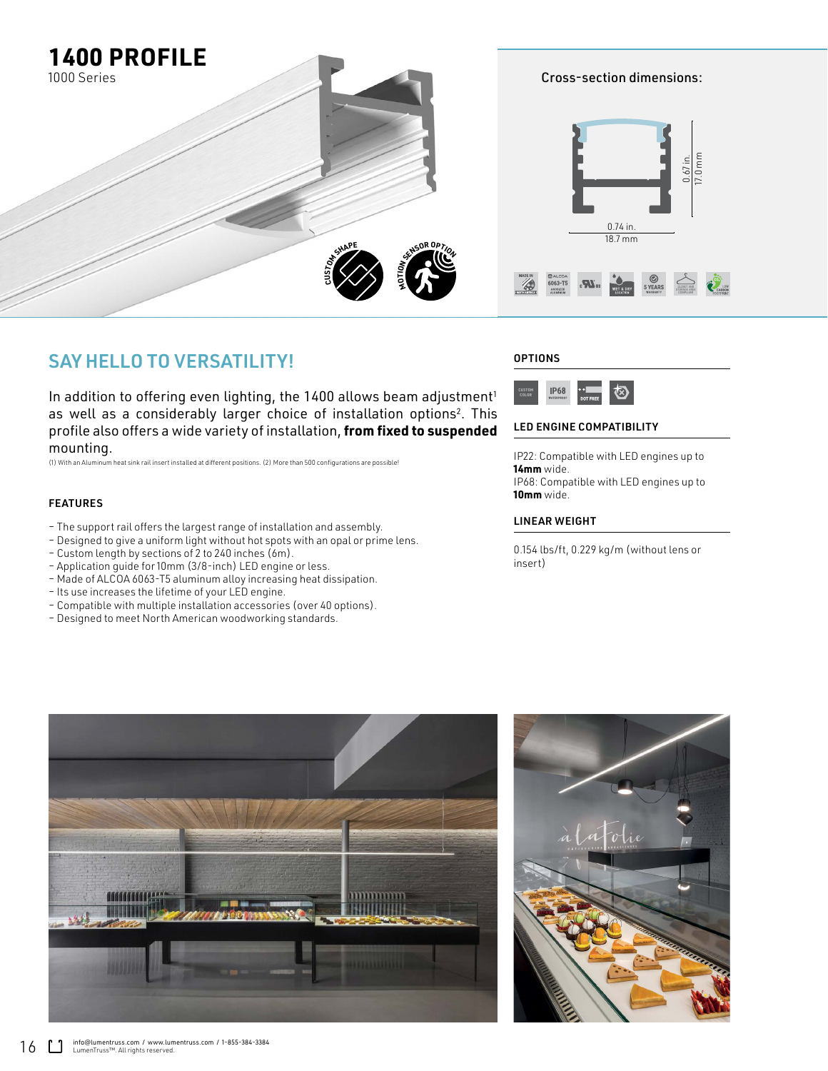# 1400 PROFILE

1000 Series

CUSTOM SHAPE

MOTION SENSOR OPTION

Cross-section dimensions:

0.67 in.
17.0 mm

0.74 in.
18.7 mm

## SAY HELLO TO VERSATILITY!

In addition to offering even lighting, the 1400 allows beam adjustment[1] as well as a considerably larger choice of installation options[2]. This profile also offers a wide variety of installation, **from fixed to suspended** mounting.

(1) With an Aluminum heat sink rail insert installed at different positions. (2) More than 500 configurations are possible!

### FEATURES

- The support rail offers the largest range of installation and assembly.
- Designed to give a uniform light without hot spots with an opal or prime lens.
- Custom length by sections of 2 to 240 inches (6m).
- Application guide for 10mm (3/8-inch) LED engine or less.
- Made of ALCOA 6063-T5 aluminum alloy increasing heat dissipation.
- Its use increases the lifetime of your LED engine.
- Compatible with multiple installation accessories (over 40 options).
- Designed to meet North American woodworking standards.

### OPTIONS

CUSTOM COLOR · IP68 WATERPROOF · DOT FREE

### LED ENGINE COMPATIBILITY

IP22: Compatible with LED engines up to **14mm** wide.
IP68: Compatible with LED engines up to **10mm** wide.

### LINEAR WEIGHT

0.154 lbs/ft, 0.229 kg/m (without lens or insert)

info@lumentruss.com / www.lumentruss.com / 1-855-384-3384
LumenTruss™. All rights reserved.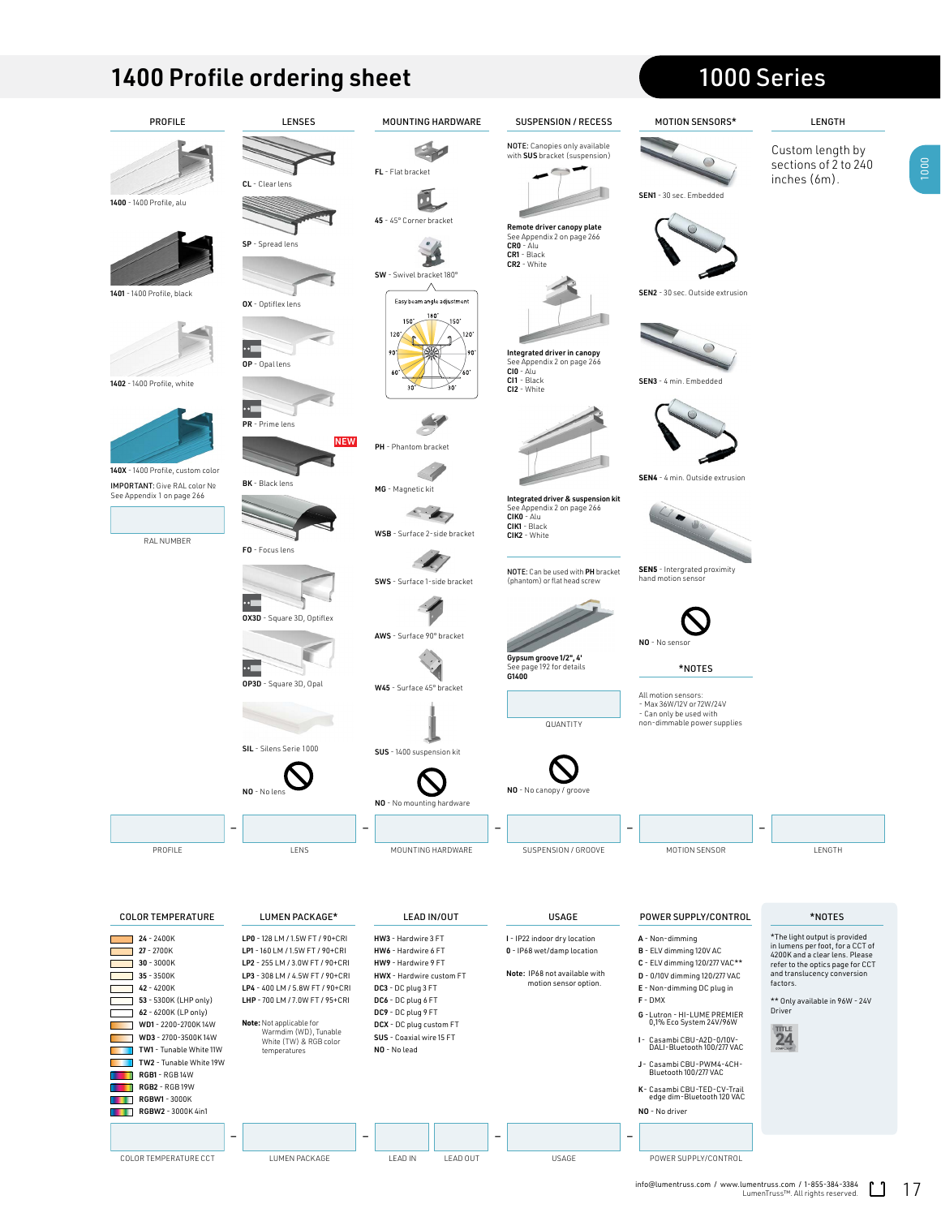# 1400 Profile ordering sheet

## 1000 Series

### PROFILE

**1400** - 1400 Profile, alu

**1401** - 1400 Profile, black

**1402** - 1400 Profile, white

**140X** - 1400 Profile, custom color

**IMPORTANT:** Give RAL color № See Appendix 1 on page 266

RAL NUMBER

### LENSES

**CL** - Clear lens

**SP** - Spread lens

**OX** - Optiflex lens

**OP** - Opal lens

**PR** - Prime lens

NEW

**BK** - Black lens

**FO** - Focus lens

**OX3D** - Square 3D, Optiflex

**OP3D** - Square 3D, Opal

**SIL** - Silens Serie 1000

**NO** - No lens

### MOUNTING HARDWARE

**FL** - Flat bracket

**45** - 45° Corner bracket

**SW** - Swivel bracket 180°

Easy beam angle adjustment
180° 150° 150° 120° 120° 90° 90° 60° 60° 30° 30°

**PH** - Phantom bracket

**MG** - Magnetic kit

**WSB** - Surface 2-side bracket

**SWS** - Surface 1-side bracket

**AWS** - Surface 90° bracket

**W45** - Surface 45° bracket

**SUS** - 1400 suspension kit

**NO** - No mounting hardware

### SUSPENSION / RECESS

**NOTE:** Canopies only available with **SUS** bracket (suspension)

**Remote driver canopy plate**
See Appendix 2 on page 266
**CR0** - Alu
**CR1** - Black
**CR2** - White

**Integrated driver in canopy**
See Appendix 2 on page 266
**CI0** - Alu
**CI1** - Black
**CI2** - White

**Integrated driver & suspension kit**
See Appendix 2 on page 266
**CIK0** - Alu
**CIK1** - Black
**CIK2** - White

**NOTE:** Can be used with **PH** bracket (phantom) or flat head screw

**Gypsum groove 1/2", 4'**
See page 192 for details
**G1400**

QUANTITY

**NO** - No canopy / groove

### MOTION SENSORS*

**SEN1** - 30 sec. Embedded

**SEN2** - 30 sec. Outside extrusion

**SEN3** - 4 min. Embedded

**SEN4** - 4 min. Outside extrusion

**SEN5** - Intergrated proximity hand motion sensor

**NO** - No sensor

**\*NOTES**

All motion sensors:
- Max 36W/12V or 72W/24V
- Can only be used with non-dimmable power supplies

### LENGTH

Custom length by sections of 2 to 240 inches (6m).

PROFILE – LENS – MOUNTING HARDWARE – SUSPENSION / GROOVE – MOTION SENSOR – LENGTH

### COLOR TEMPERATURE

- **24** - 2400K
- **27** - 2700K
- **30** - 3000K
- **35** - 3500K
- **42** - 4200K
- **53** - 5300K (LHP only)
- **62** - 6200K (LP only)
- **WD1** - 2200-2700K 14W
- **WD3** - 2700-3500K 14W
- **TW1** - Tunable White 11W
- **TW2** - Tunable White 19W
- **RGB1** - RGB 14W
- **RGB2** - RGB 19W
- **RGBW1** - 3000K
- **RGBW2** - 3000K 4in1

### LUMEN PACKAGE*

- **LP0** - 128 LM / 1.5W FT / 90+CRI
- **LP1** - 160 LM / 1.5W FT / 90+CRI
- **LP2** - 255 LM / 3.0W FT / 90+CRI
- **LP3** - 308 LM / 4.5W FT / 90+CRI
- **LP4** - 400 LM / 5.8W FT / 90+CRI
- **LHP** - 700 LM / 7.0W FT / 95+CRI

**Note:** Not applicable for Warmdim (WD), Tunable White (TW) & RGB color temperatures

### LEAD IN/OUT

- **HW3** - Hardwire 3 FT
- **HW6** - Hardwire 6 FT
- **HW9** - Hardwire 9 FT
- **HWX** - Hardwire custom FT
- **DC3** - DC plug 3 FT
- **DC6** - DC plug 6 FT
- **DC9** - DC plug 9 FT
- **DCX** - DC plug custom FT
- **SUS** - Coaxial wire 15 FT
- **NO** - No lead

### USAGE

- **I** - IP22 indoor dry location
- **O** - IP68 wet/damp location

**Note:** IP68 not available with motion sensor option.

### POWER SUPPLY/CONTROL

- **A** - Non-dimming
- **B** - ELV dimming 120V AC
- **C** - ELV dimming 120/277 VAC**
- **D** - 0/10V dimming 120/277 VAC
- **E** - Non-dimming DC plug in
- **F** - DMX
- **G** - Lutron - HI-LUME PREMIER 0,1% Eco System 24V/96W
- **I** - Casambi CBU-A2D-0/10V-DALI-Bluetooth 100/277 VAC
- **J** - Casambi CBU-PWM4-4CH-Bluetooth 100/277 VAC
- **K** - Casambi CBU-TED-CV-Trail edge dim-Bluetooth 120 VAC
- **NO** - No driver

### *NOTES

*The light output is provided in lumens per foot, for a CCT of 4200K and a clear lens. Please refer to the optics page for CCT and translucency conversion factors.

** Only available in 96W - 24V Driver

TITLE 24

COLOR TEMPERATURE CCT – LUMEN PACKAGE – LEAD IN / LEAD OUT – USAGE – POWER SUPPLY/CONTROL

info@lumentruss.com / www.lumentruss.com / 1-855-384-3384
LumenTruss™. All rights reserved.